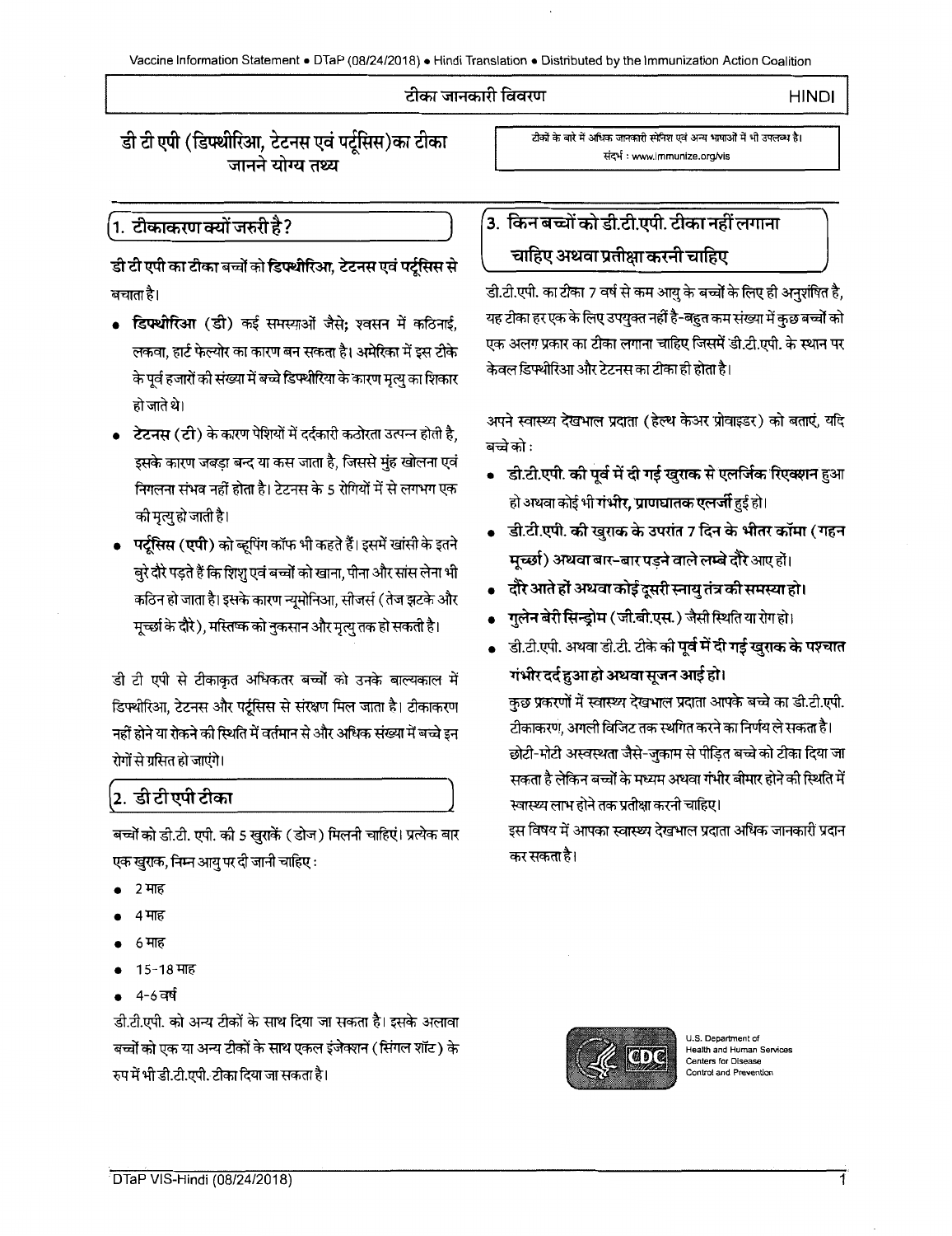टीका जानकारी विवरण HINDI

# डी टी एपी (डिफ्थीरिआ, टेटनस एवं पर्टूसिस)का टीका जानने योग्य तथ्य

टीकों के बारे में अधिक जानकारी स्पेनिश एवं अन्य भाषाओं में भी उपलब्ध है।
संदर्भ : www.immunize.org/vis

## 1. टीकाकरण क्यों जरुरी है?

**डी टी एपी का टीका** बच्चों को **डिफ्थीरिआ, टेटनस एवं पर्टूसिस** से बचाता है।

- **डिफ्थीरिआ (डी)** कई समस्याओं जैसे; श्वसन में कठिनाई, लकवा, हार्ट फेल्योर का कारण बन सकता है। अमेरिका में इस टीके के पूर्व हजारों की संख्या में बच्चे डिफ्थीरिया के कारण मृत्यु का शिकार हो जाते थे।
- **टेटनस (टी)** के कारण पेशियों में दर्दकारी कठोरता उत्पन्न होती है, इसके कारण जबड़ा बन्द या कस जाता है, जिससे मुंह खोलना एवं निगलना संभव नहीं होता है। टेटनस के 5 रोगियों में से लगभग एक की मृत्यु हो जाती है।
- **पर्टूसिस (एपी)** को व्हूपिंग कॉफ भी कहते हैं। इसमें खांसी के इतने बुरे दौरे पड़ते हैं कि शिशु एवं बच्चों को खाना, पीना और सांस लेना भी कठिन हो जाता है। इसके कारण न्यूमोनिआ, सीजर्स (तेज झटके और मूर्च्छा के दौरे), मस्तिष्क को नुकसान और मृत्यु तक हो सकती है।

डी टी एपी से टीकाकृत अधिकतर बच्चों को उनके बाल्यकाल में डिफ्थीरिआ, टेटनस और पर्टूसिस से संरक्षण मिल जाता है। टीकाकरण नहीं होने या रोकने की स्थिति में वर्तमान से और अधिक संख्या में बच्चे इन रोगों से ग्रसित हो जाएंगे।

## 2. डी टी एपी टीका

बच्चों को डी.टी. एपी. की 5 खुराकें (डोज) मिलनी चाहिएं। प्रत्येक बार एक खुराक, निम्न आयु पर दी जानी चाहिए :

- 2 माह
- 4 माह
- 6 माह
- 15-18 माह
- 4-6 वर्ष

डी.टी.एपी. को अन्य टीकों के साथ दिया जा सकता है। इसके अलावा बच्चों को एक या अन्य टीकों के साथ एकल इंजेक्शन (सिंगल शॉट) के रुप में भी डी.टी.एपी. टीका दिया जा सकता है।

## 3. किन बच्चों को डी.टी.एपी. टीका नहीं लगाना चाहिए अथवा प्रतीक्षा करनी चाहिए

डी.टी.एपी. का टीका 7 वर्ष से कम आयु के बच्चों के लिए ही अनुशंसित है, यह टीका हर एक के लिए उपयुक्त नहीं है-बहुत कम संख्या में कुछ बच्चों को एक अलग प्रकार का टीका लगाना चाहिए जिसमें डी.टी.एपी. के स्थान पर केवल डिफ्थीरिआ और टेटनस का टीका ही होता है।

अपने स्वास्थ्य देखभाल प्रदाता (हेल्थ केअर प्रोवाइडर) को बताएं, यदि बच्चे को :

- **डी.टी.एपी. की पूर्व में दी गई खुराक से एलर्जिक रिएक्शन** हुआ हो अथवा कोई भी **गंभीर, प्राणघातक एलर्जी** हुई हो।
- **डी.टी.एपी. की खुराक के उपरांत 7 दिन के भीतर कॉमा (गहन मूर्च्छा) अथवा बार-बार पड़ने वाले लम्बे दौरे** आए हों।
- **दौरे आते हों अथवा कोई दूसरी स्नायु तंत्र की समस्या हो।**
- **गुलेन बेरी सिन्ड्रोम (जी.बी.एस.)** जैसी स्थिति या रोग हो।
- डी.टी.एपी. अथवा डी.टी. टीके की **पूर्व में दी गई खुराक के पश्चात गंभीर दर्द हुआ हो अथवा सूजन आई हो।**

कुछ प्रकरणों में स्वास्थ्य देखभाल प्रदाता आपके बच्चे का डी.टी.एपी. टीकाकरण, अगली विजिट तक स्थगित करने का निर्णय ले सकता है।

छोटी-मोटी अस्वस्थता जैसे-जुकाम से पीड़ित बच्चे को टीका दिया जा सकता है लेकिन बच्चों के मध्यम अथवा गंभीर बीमार होने की स्थिति में स्वास्थ्य लाभ होने तक प्रतीक्षा करनी चाहिए।

इस विषय में आपका स्वास्थ्य देखभाल प्रदाता अधिक जानकारी प्रदान कर सकता है।

U.S. Department of Health and Human Services
Centers for Disease Control and Prevention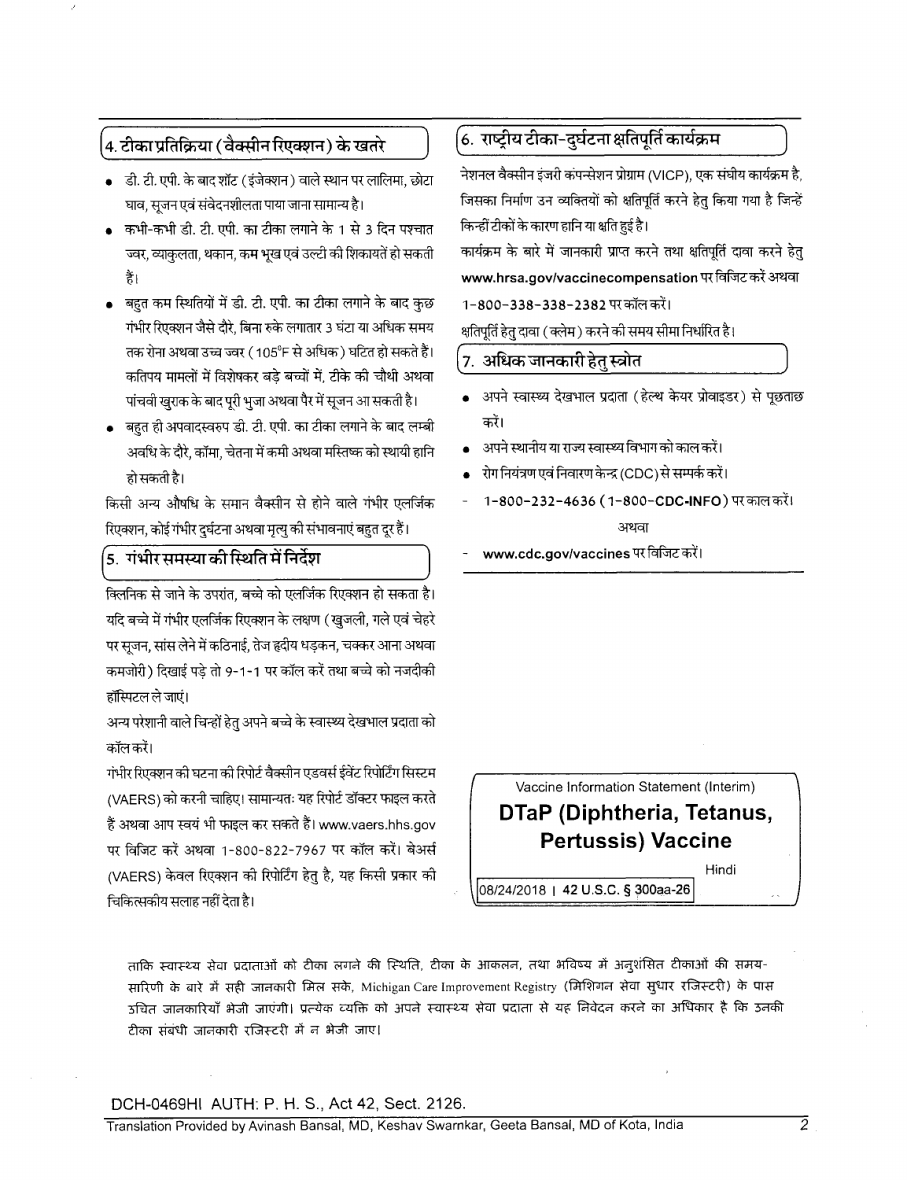## 4. टीका प्रतिक्रिया (वैक्सीन रिएक्शन) के खतरे

- डी. टी. एपी. के बाद शॉट (इंजेक्शन) वाले स्थान पर लालिमा, छोटा घाव, सूजन एवं संवेदनशीलता पाया जाना सामान्य है।
- कभी-कभी डी. टी. एपी. का टीका लगाने के 1 से 3 दिन पश्चात ज्वर, व्याकुलता, थकान, कम भूख एवं उल्टी की शिकायतें हो सकती हैं।
- बहुत कम स्थितियों में डी. टी. एपी. का टीका लगाने के बाद कुछ गंभीर रिएक्शन जैसे दौरे, बिना रुके लगातार 3 घंटा या अधिक समय तक रोना अथवा उच्च ज्वर (105°F से अधिक) घटित हो सकते हैं। कतिपय मामलों में विशेषकर बड़े बच्चों में, टीके की चौथी अथवा पांचवी खुराक के बाद पूरी भुजा अथवा पैर में सूजन आ सकती है।
- बहुत ही अपवादस्वरुप डी. टी. एपी. का टीका लगाने के बाद लम्बी अवधि के दौरे, कॉमा, चेतना में कमी अथवा मस्तिष्क को स्थायी हानि हो सकती है।

किसी अन्य औषधि के समान वैक्सीन से होने वाले गंभीर एलर्जिक रिएक्शन, कोई गंभीर दुर्घटना अथवा मृत्यु की संभावनाएं बहुत दूर हैं।

## 5. गंभीर समस्या की स्थिति में निर्देश

क्लिनिक से जाने के उपरांत, बच्चे को एलर्जिक रिएक्शन हो सकता है। यदि बच्चे में गंभीर एलर्जिक रिएक्शन के लक्षण (खुजली, गले एवं चेहरे पर सूजन, सांस लेने में कठिनाई, तेज हृदीय धड़कन, चक्कर आना अथवा कमजोरी) दिखाई पड़े तो 9-1-1 पर कॉल करें तथा बच्चे को नजदीकी हॉस्पिटल ले जाएं।

अन्य परेशानी वाले चिन्हों हेतु अपने बच्चे के स्वास्थ्य देखभाल प्रदाता को कॉल करें।

गंभीर रिएक्शन की घटना की रिपोर्ट वैक्सीन एडवर्स ईवेंट रिपोर्टिंग सिस्टम (VAERS) को करनी चाहिए। सामान्यतः यह रिपोर्ट डॉक्टर फाइल करते हैं अथवा आप स्वयं भी फाइल कर सकते हैं। www.vaers.hhs.gov पर विजिट करें अथवा 1-800-822-7967 पर कॉल करें। वेअर्स (VAERS) केवल रिएक्शन की रिपोर्टिंग हेतु है, यह किसी प्रकार की चिकित्सकीय सलाह नहीं देता है।

## 6. राष्ट्रीय टीका-दुर्घटना क्षतिपूर्ति कार्यक्रम

नेशनल वैक्सीन इंजरी कंपन्सेशन प्रोग्राम (VICP), एक संघीय कार्यक्रम है, जिसका निर्माण उन व्यक्तियों को क्षतिपूर्ति करने हेतु किया गया है जिन्हें किन्हीं टीकों के कारण हानि या क्षति हुई है।

कार्यक्रम के बारे में जानकारी प्राप्त करने तथा क्षतिपूर्ति दावा करने हेतु **www.hrsa.gov/vaccinecompensation** पर विजिट करें अथवा 1-800-338-338-2382 पर कॉल करें।

क्षतिपूर्ति हेतु दावा (क्लेम) करने की समय सीमा निर्धारित है।

## 7. अधिक जानकारी हेतु स्त्रोत

- अपने स्वास्थ्य देखभाल प्रदाता (हेल्थ केयर प्रोवाइडर) से पूछताछ करें।
- अपने स्थानीय या राज्य स्वास्थ्य विभाग को काल करें।
- रोग नियंत्रण एवं निवारण केन्द्र (CDC) से सम्पर्क करें।
  - 1-800-232-4636 (1-800-CDC-INFO) पर काल करें।

    अथवा
  - **www.cdc.gov/vaccines** पर विजिट करें।

Vaccine Information Statement (Interim)

**DTaP (Diphtheria, Tetanus, Pertussis) Vaccine**

Hindi

08/24/2018 | 42 U.S.C. § 300aa-26

ताकि स्वास्थ्य सेवा प्रदाताओं को टीका लगने की स्थिति, टीका के आकलन, तथा भविष्य में अनुशंसित टीकाओं की समय-सारिणी के बारे में सही जानकारी मिल सके, Michigan Care Improvement Registry (मिशिगन सेवा सुधार रजिस्टरी) के पास उचित जानकारियाँ भेजी जाएंगी। प्रत्येक व्यक्ति को अपने स्वास्थ्य सेवा प्रदाता से यह निवेदन करने का अधिकार है कि उनकी टीका संबंधी जानकारी रजिस्टरी में न भेजी जाए।

DCH-0469HI AUTH: P. H. S., Act 42, Sect. 2126.

Translation Provided by Avinash Bansal, MD, Keshav Swarnkar, Geeta Bansal, MD of Kota, India